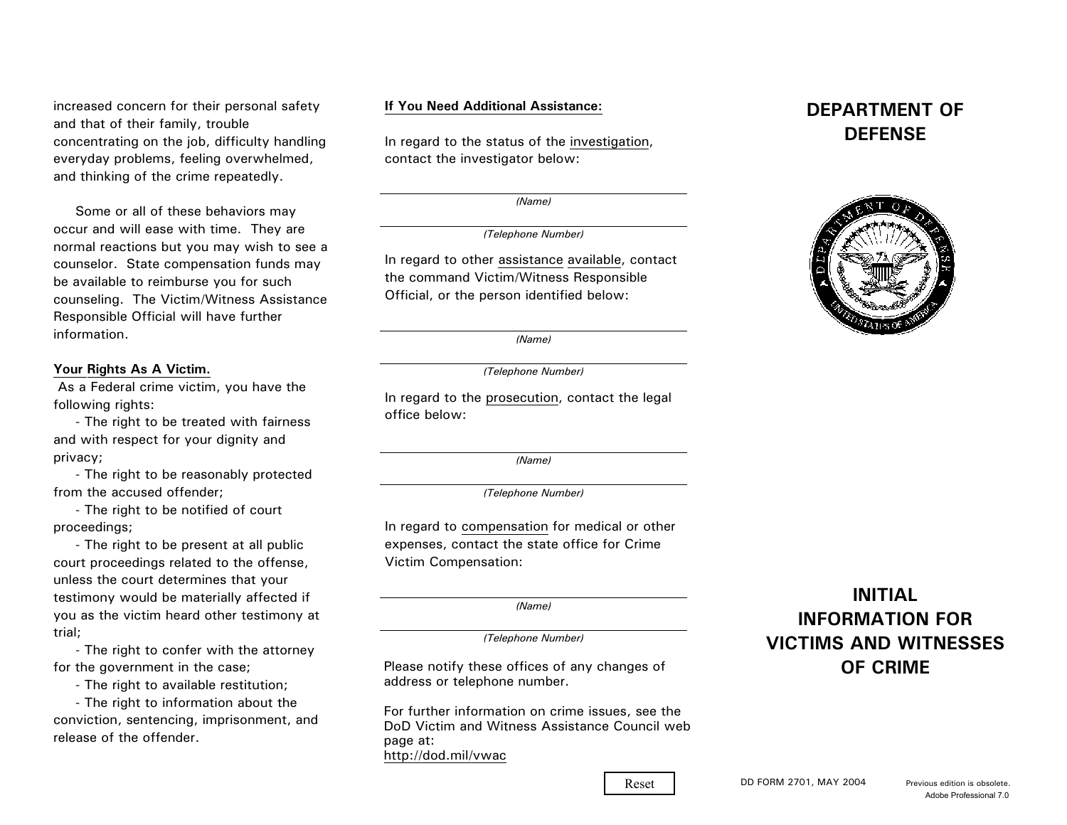increased concern for their personal safety and that of their family, trouble concentrating on the job, difficulty handling everyday problems, feeling overwhelmed, and thinking of the crime repeatedly.

Some or all of these behaviors may occur and will ease with time. They are normal reactions but you may wish to see a counselor. State compensation funds may be available to reimburse you for such counseling. The Victim/Witness Assistance Responsible Official will have further information.

**Your Rights As A Victim.**

As a Federal crime victim, you have the following rights:

- The right to be treated with fairness and with respect for your dignity and privacy;
- The right to be reasonably protected from the accused offender;
- The right to be notified of court proceedings;
- The right to be present at all public court proceedings related to the offense, unless the court determines that your testimony would be materially affected if you as the victim heard other testimony at trial;
- The right to confer with the attorney for the government in the case;
- The right to available restitution;
- The right to information about the conviction, sentencing, imprisonment, and release of the offender.

**If You Need Additional Assistance:**

In regard to the status of the investigation, contact the investigator below:

_______________________
*(Name)*

_______________________
*(Telephone Number)*

In regard to other assistance available, contact the command Victim/Witness Responsible Official, or the person identified below:

_______________________
*(Name)*

_______________________
*(Telephone Number)*

In regard to the prosecution, contact the legal office below:

_______________________
*(Name)*

_______________________
*(Telephone Number)*

In regard to compensation for medical or other expenses, contact the state office for Crime Victim Compensation:

_______________________
*(Name)*

_______________________
*(Telephone Number)*

Please notify these offices of any changes of address or telephone number.

For further information on crime issues, see the DoD Victim and Witness Assistance Council web page at:
http://dod.mil/vwac

Reset

# DEPARTMENT OF DEFENSE

# INITIAL INFORMATION FOR VICTIMS AND WITNESSES OF CRIME

DD FORM 2701, MAY 2004

Previous edition is obsolete.
Adobe Professional 7.0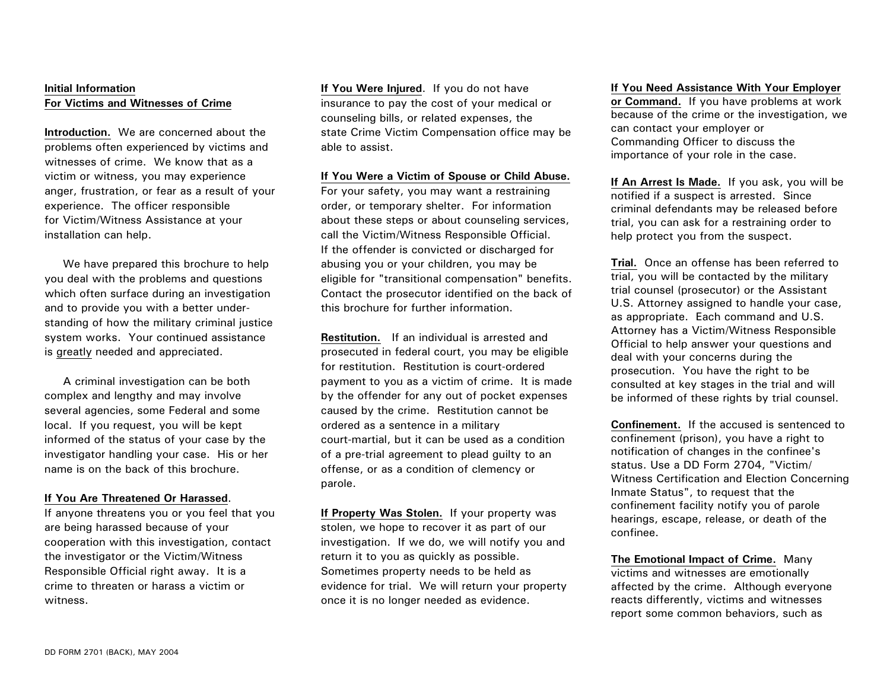**Initial Information**
**For Victims and Witnesses of Crime**

**Introduction.** We are concerned about the problems often experienced by victims and witnesses of crime. We know that as a victim or witness, you may experience anger, frustration, or fear as a result of your experience. The officer responsible for Victim/Witness Assistance at your installation can help.

We have prepared this brochure to help you deal with the problems and questions which often surface during an investigation and to provide you with a better understanding of how the military criminal justice system works. Your continued assistance is greatly needed and appreciated.

A criminal investigation can be both complex and lengthy and may involve several agencies, some Federal and some local. If you request, you will be kept informed of the status of your case by the investigator handling your case. His or her name is on the back of this brochure.

**If You Are Threatened Or Harassed.**
If anyone threatens you or you feel that you are being harassed because of your cooperation with this investigation, contact the investigator or the Victim/Witness Responsible Official right away. It is a crime to threaten or harass a victim or witness.

**If You Were Injured.** If you do not have insurance to pay the cost of your medical or counseling bills, or related expenses, the state Crime Victim Compensation office may be able to assist.

**If You Were a Victim of Spouse or Child Abuse.**
For your safety, you may want a restraining order, or temporary shelter. For information about these steps or about counseling services, call the Victim/Witness Responsible Official. If the offender is convicted or discharged for abusing you or your children, you may be eligible for "transitional compensation" benefits. Contact the prosecutor identified on the back of this brochure for further information.

**Restitution.** If an individual is arrested and prosecuted in federal court, you may be eligible for restitution. Restitution is court-ordered payment to you as a victim of crime. It is made by the offender for any out of pocket expenses caused by the crime. Restitution cannot be ordered as a sentence in a military court-martial, but it can be used as a condition of a pre-trial agreement to plead guilty to an offense, or as a condition of clemency or parole.

**If Property Was Stolen.** If your property was stolen, we hope to recover it as part of our investigation. If we do, we will notify you and return it to you as quickly as possible. Sometimes property needs to be held as evidence for trial. We will return your property once it is no longer needed as evidence.

**If You Need Assistance With Your Employer or Command.** If you have problems at work because of the crime or the investigation, we can contact your employer or Commanding Officer to discuss the importance of your role in the case.

**If An Arrest Is Made.** If you ask, you will be notified if a suspect is arrested. Since criminal defendants may be released before trial, you can ask for a restraining order to help protect you from the suspect.

**Trial.** Once an offense has been referred to trial, you will be contacted by the military trial counsel (prosecutor) or the Assistant U.S. Attorney assigned to handle your case, as appropriate. Each command and U.S. Attorney has a Victim/Witness Responsible Official to help answer your questions and deal with your concerns during the prosecution. You have the right to be consulted at key stages in the trial and will be informed of these rights by trial counsel.

**Confinement.** If the accused is sentenced to confinement (prison), you have a right to notification of changes in the confinee's status. Use a DD Form 2704, "Victim/Witness Certification and Election Concerning Inmate Status", to request that the confinement facility notify you of parole hearings, escape, release, or death of the confinee.

**The Emotional Impact of Crime.** Many victims and witnesses are emotionally affected by the crime. Although everyone reacts differently, victims and witnesses report some common behaviors, such as

DD FORM 2701 (BACK), MAY 2004